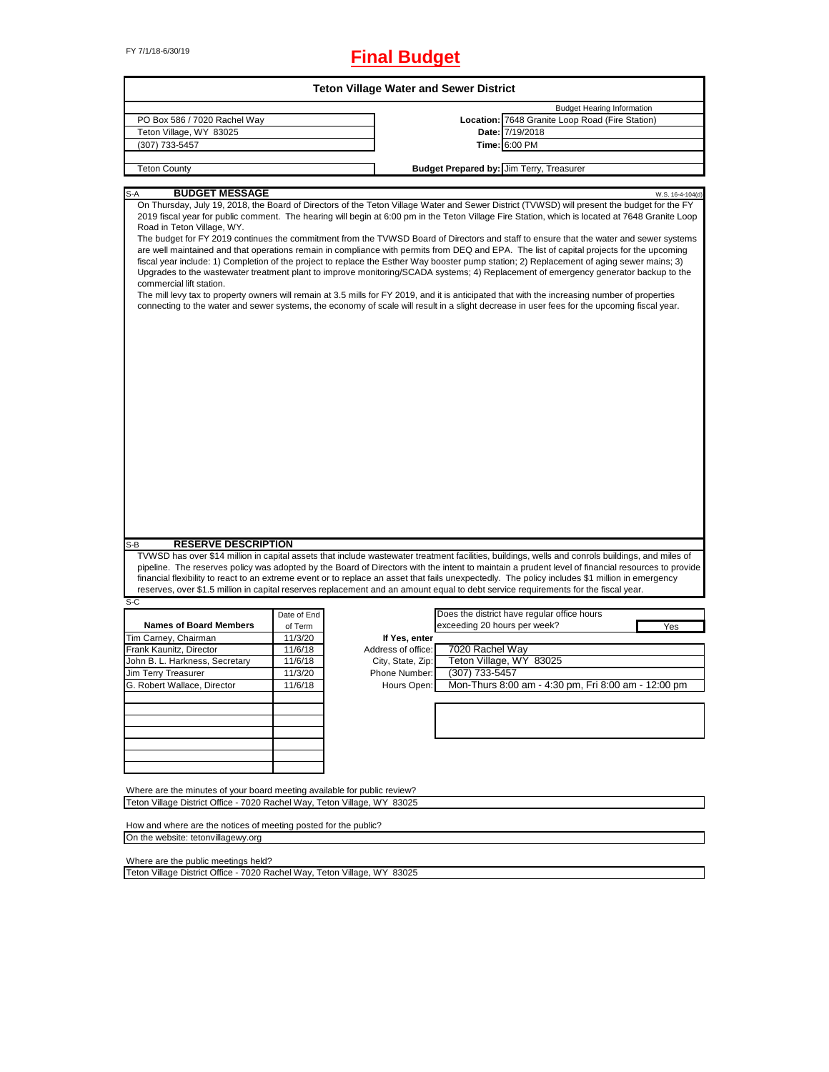FY 7/1/18-6/30/19

# Final Budget

## Teton Village Water and Sewer District

| | | |
|---|---|---|
| PO Box 586 / 7020 Rachel Way | | Budget Hearing Information |
| Teton Village, WY 83025 | **Location:** | 7648 Granite Loop Road (Fire Station) |
| (307) 733-5457 | **Date:** | 7/19/2018 |
| | **Time:** | 6:00 PM |
| Teton County | **Budget Prepared by:** | Jim Terry, Treasurer |

### S-A BUDGET MESSAGE

W.S. 16-4-104(d)

On Thursday, July 19, 2018, the Board of Directors of the Teton Village Water and Sewer District (TVWSD) will present the budget for the FY 2019 fiscal year for public comment. The hearing will begin at 6:00 pm in the Teton Village Fire Station, which is located at 7648 Granite Loop Road in Teton Village, WY.

The budget for FY 2019 continues the commitment from the TVWSD Board of Directors and staff to ensure that the water and sewer systems are well maintained and that operations remain in compliance with permits from DEQ and EPA. The list of capital projects for the upcoming fiscal year include: 1) Completion of the project to replace the Esther Way booster pump station; 2) Replacement of aging sewer mains; 3) Upgrades to the wastewater treatment plant to improve monitoring/SCADA systems; 4) Replacement of emergency generator backup to the commercial lift station.

The mill levy tax to property owners will remain at 3.5 mills for FY 2019, and it is anticipated that with the increasing number of properties connecting to the water and sewer systems, the economy of scale will result in a slight decrease in user fees for the upcoming fiscal year.

### S-B RESERVE DESCRIPTION

TVWSD has over $14 million in capital assets that include wastewater treatment facilities, buildings, wells and conrols buildings, and miles of pipeline. The reserves policy was adopted by the Board of Directors with the intent to maintain a prudent level of financial resources to provide financial flexibility to react to an extreme event or to replace an asset that fails unexpectedly. The policy includes $1 million in emergency reserves, over $1.5 million in capital reserves replacement and an amount equal to debt service requirements for the fiscal year.

### S-C

| Names of Board Members | Date of End of Term |
|---|---|
| Tim Carney, Chairman | 11/3/20 |
| Frank Kaunitz, Director | 11/6/18 |
| John B. L. Harkness, Secretary | 11/6/18 |
| Jim Terry Treasurer | 11/3/20 |
| G. Robert Wallace, Director | 11/6/18 |

Does the district have regular office hours exceeding 20 hours per week? **Yes**

**If Yes, enter**

| | |
|---|---|
| Address of office: | 7020 Rachel Way |
| City, State, Zip: | Teton Village, WY 83025 |
| Phone Number: | (307) 733-5457 |
| Hours Open: | Mon-Thurs 8:00 am - 4:30 pm, Fri 8:00 am - 12:00 pm |

Where are the minutes of your board meeting available for public review?
Teton Village District Office - 7020 Rachel Way, Teton Village, WY 83025

How and where are the notices of meeting posted for the public?
On the website: tetonvillagewy.org

Where are the public meetings held?
Teton Village District Office - 7020 Rachel Way, Teton Village, WY 83025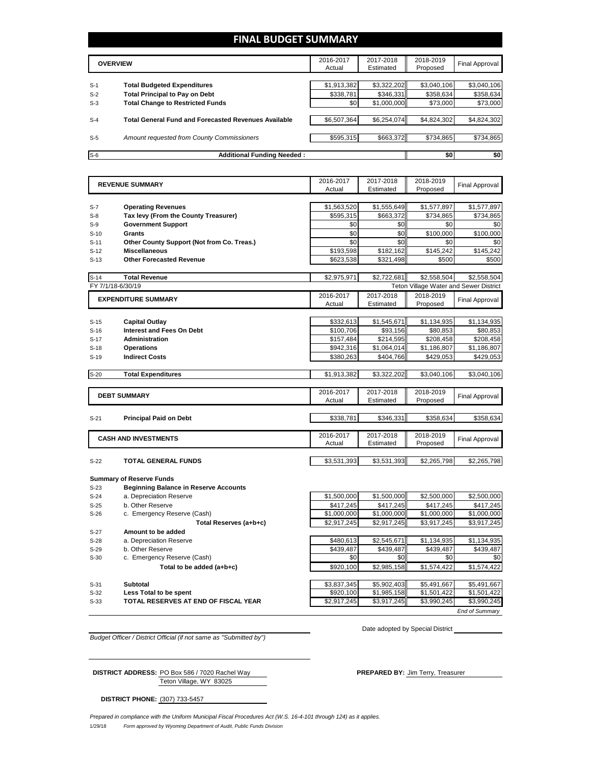# FINAL BUDGET SUMMARY

| | OVERVIEW | 2016-2017 Actual | 2017-2018 Estimated | 2018-2019 Proposed | Final Approval |
|---|---|---|---|---|---|
| S-1 | **Total Budgeted Expenditures** | $1,913,382 | $3,322,202 | $3,040,106 | $3,040,106 |
| S-2 | **Total Principal to Pay on Debt** | $338,781 | $346,331 | $358,634 | $358,634 |
| S-3 | **Total Change to Restricted Funds** | $0 | $1,000,000 | $73,000 | $73,000 |
| S-4 | **Total General Fund and Forecasted Revenues Available** | $6,507,364 | $6,254,074 | $4,824,302 | $4,824,302 |
| S-5 | *Amount requested from County Commissioners* | $595,315 | $663,372 | $734,865 | $734,865 |
| S-6 | **Additional Funding Needed :** | | | $0 | $0 |

| | REVENUE SUMMARY | 2016-2017 Actual | 2017-2018 Estimated | 2018-2019 Proposed | Final Approval |
|---|---|---|---|---|---|
| S-7 | **Operating Revenues** | $1,563,520 | $1,555,649 | $1,577,897 | $1,577,897 |
| S-8 | **Tax levy (From the County Treasurer)** | $595,315 | $663,372 | $734,865 | $734,865 |
| S-9 | **Government Support** | $0 | $0 | $0 | $0 |
| S-10 | **Grants** | $0 | $0 | $100,000 | $100,000 |
| S-11 | **Other County Support (Not from Co. Treas.)** | $0 | $0 | $0 | $0 |
| S-12 | **Miscellaneous** | $193,598 | $182,162 | $145,242 | $145,242 |
| S-13 | **Other Forecasted Revenue** | $623,538 | $321,498 | $500 | $500 |
| S-14 | **Total Revenue** | $2,975,971 | $2,722,681 | $2,558,504 | $2,558,504 |

FY 7/1/18-6/30/19 — Teton Village Water and Sewer District

| | EXPENDITURE SUMMARY | 2016-2017 Actual | 2017-2018 Estimated | 2018-2019 Proposed | Final Approval |
|---|---|---|---|---|---|
| S-15 | **Capital Outlay** | $332,613 | $1,545,671 | $1,134,935 | $1,134,935 |
| S-16 | **Interest and Fees On Debt** | $100,706 | $93,156 | $80,853 | $80,853 |
| S-17 | **Administration** | $157,484 | $214,595 | $208,458 | $208,458 |
| S-18 | **Operations** | $942,316 | $1,064,014 | $1,186,807 | $1,186,807 |
| S-19 | **Indirect Costs** | $380,263 | $404,766 | $429,053 | $429,053 |
| S-20 | **Total Expenditures** | $1,913,382 | $3,322,202 | $3,040,106 | $3,040,106 |

| | DEBT SUMMARY | 2016-2017 Actual | 2017-2018 Estimated | 2018-2019 Proposed | Final Approval |
|---|---|---|---|---|---|
| S-21 | **Principal Paid on Debt** | $338,781 | $346,331 | $358,634 | $358,634 |

| | CASH AND INVESTMENTS | 2016-2017 Actual | 2017-2018 Estimated | 2018-2019 Proposed | Final Approval |
|---|---|---|---|---|---|
| S-22 | **TOTAL GENERAL FUNDS** | $3,531,393 | $3,531,393 | $2,265,798 | $2,265,798 |

**Summary of Reserve Funds**

| | | 2016-2017 Actual | 2017-2018 Estimated | 2018-2019 Proposed | Final Approval |
|---|---|---|---|---|---|
| S-23 | **Beginning Balance in Reserve Accounts** | | | | |
| S-24 | a. Depreciation Reserve | $1,500,000 | $1,500,000 | $2,500,000 | $2,500,000 |
| S-25 | b. Other Reserve | $417,245 | $417,245 | $417,245 | $417,245 |
| S-26 | c. Emergency Reserve (Cash) | $1,000,000 | $1,000,000 | $1,000,000 | $1,000,000 |
| | **Total Reserves (a+b+c)** | $2,917,245 | $2,917,245 | $3,917,245 | $3,917,245 |
| S-27 | **Amount to be added** | | | | |
| S-28 | a. Depreciation Reserve | $480,613 | $2,545,671 | $1,134,935 | $1,134,935 |
| S-29 | b. Other Reserve | $439,487 | $439,487 | $439,487 | $439,487 |
| S-30 | c. Emergency Reserve (Cash) | $0 | $0 | $0 | $0 |
| | **Total to be added (a+b+c)** | $920,100 | $2,985,158 | $1,574,422 | $1,574,422 |
| S-31 | **Subtotal** | $3,837,345 | $5,902,403 | $5,491,667 | $5,491,667 |
| S-32 | **Less Total to be spent** | $920,100 | $1,985,158 | $1,501,422 | $1,501,422 |
| S-33 | **TOTAL RESERVES AT END OF FISCAL YEAR** | $2,917,245 | $3,917,245 | $3,990,245 | $3,990,245 |

*End of Summary*

*Budget Officer / District Official (if not same as "Submitted by")*

Date adopted by Special District

**DISTRICT ADDRESS:** PO Box 586 / 7020 Rachel Way
Teton Village, WY 83025

**PREPARED BY:** Jim Terry, Treasurer

**DISTRICT PHONE:** (307) 733-5457

*Prepared in compliance with the Uniform Municipal Fiscal Procedures Act (W.S. 16-4-101 through 124) as it applies.*

1/29/18 *Form approved by Wyoming Department of Audit, Public Funds Division*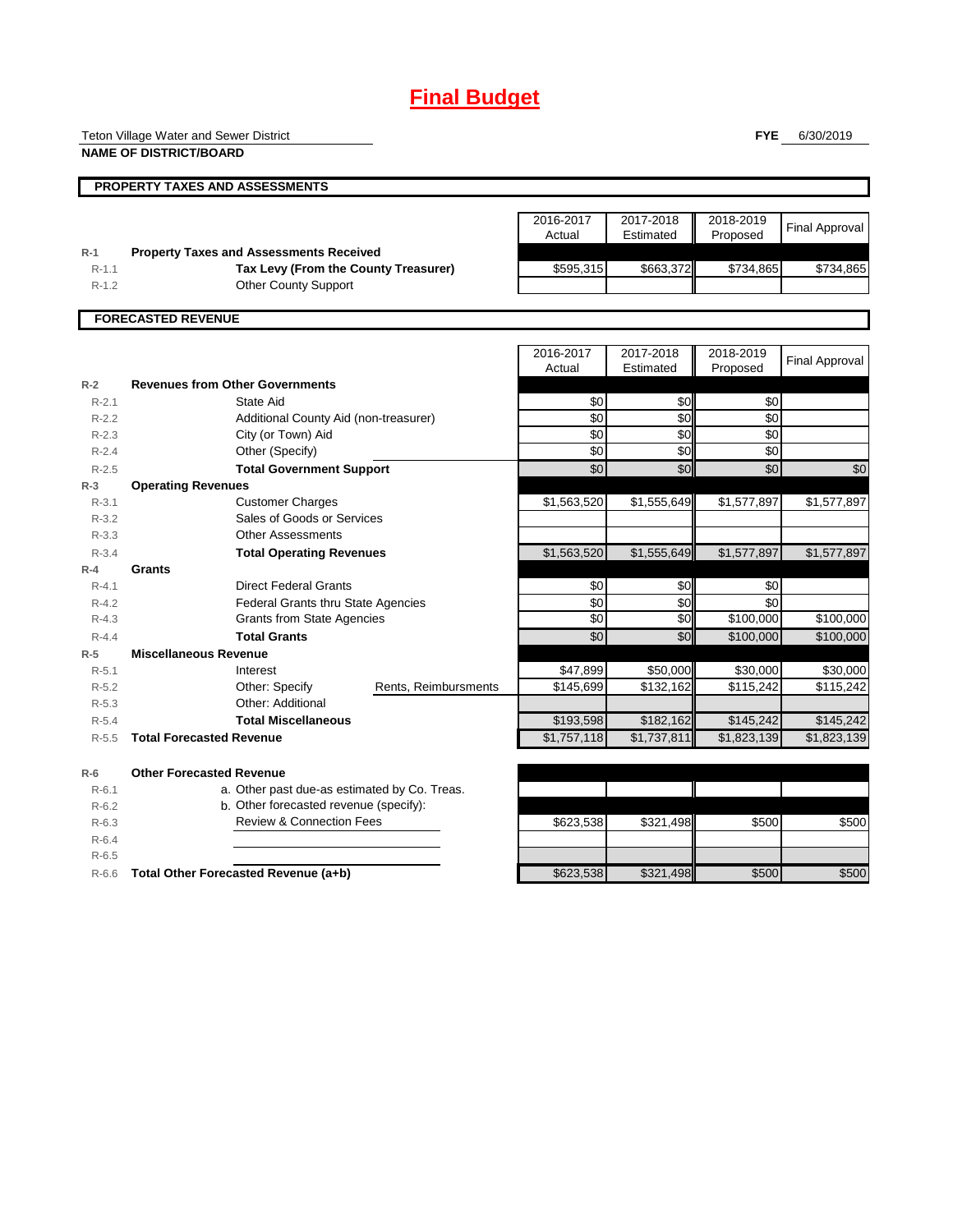# Final Budget

Teton Village Water and Sewer District

**NAME OF DISTRICT/BOARD**

**FYE** 6/30/2019

## PROPERTY TAXES AND ASSESSMENTS

| | | 2016-2017 Actual | 2017-2018 Estimated | 2018-2019 Proposed | Final Approval |
|---|---|---|---|---|---|
| R-1 | **Property Taxes and Assessments Received** | | | | |
| R-1.1 | **Tax Levy (From the County Treasurer)** | $595,315 | $663,372 | $734,865 | $734,865 |
| R-1.2 | Other County Support | | | | |

## FORECASTED REVENUE

| | | 2016-2017 Actual | 2017-2018 Estimated | 2018-2019 Proposed | Final Approval |
|---|---|---|---|---|---|
| R-2 | **Revenues from Other Governments** | | | | |
| R-2.1 | State Aid | $0 | $0 | $0 | |
| R-2.2 | Additional County Aid (non-treasurer) | $0 | $0 | $0 | |
| R-2.3 | City (or Town) Aid | $0 | $0 | $0 | |
| R-2.4 | Other (Specify) | $0 | $0 | $0 | |
| R-2.5 | **Total Government Support** | $0 | $0 | $0 | $0 |
| R-3 | **Operating Revenues** | | | | |
| R-3.1 | Customer Charges | $1,563,520 | $1,555,649 | $1,577,897 | $1,577,897 |
| R-3.2 | Sales of Goods or Services | | | | |
| R-3.3 | Other Assessments | | | | |
| R-3.4 | **Total Operating Revenues** | $1,563,520 | $1,555,649 | $1,577,897 | $1,577,897 |
| R-4 | **Grants** | | | | |
| R-4.1 | Direct Federal Grants | $0 | $0 | $0 | |
| R-4.2 | Federal Grants thru State Agencies | $0 | $0 | $0 | |
| R-4.3 | Grants from State Agencies | $0 | $0 | $100,000 | $100,000 |
| R-4.4 | **Total Grants** | $0 | $0 | $100,000 | $100,000 |
| R-5 | **Miscellaneous Revenue** | | | | |
| R-5.1 | Interest | $47,899 | $50,000 | $30,000 | $30,000 |
| R-5.2 | Other: Specify — Rents, Reimbursments | $145,699 | $132,162 | $115,242 | $115,242 |
| R-5.3 | Other: Additional | | | | |
| R-5.4 | **Total Miscellaneous** | $193,598 | $182,162 | $145,242 | $145,242 |
| R-5.5 | **Total Forecasted Revenue** | $1,757,118 | $1,737,811 | $1,823,139 | $1,823,139 |
| R-6 | **Other Forecasted Revenue** | | | | |
| R-6.1 | a. Other past due-as estimated by Co. Treas. | | | | |
| R-6.2 | b. Other forecasted revenue (specify): | | | | |
| R-6.3 | Review & Connection Fees | $623,538 | $321,498 | $500 | $500 |
| R-6.4 | | | | | |
| R-6.5 | | | | | |
| R-6.6 | **Total Other Forecasted Revenue (a+b)** | $623,538 | $321,498 | $500 | $500 |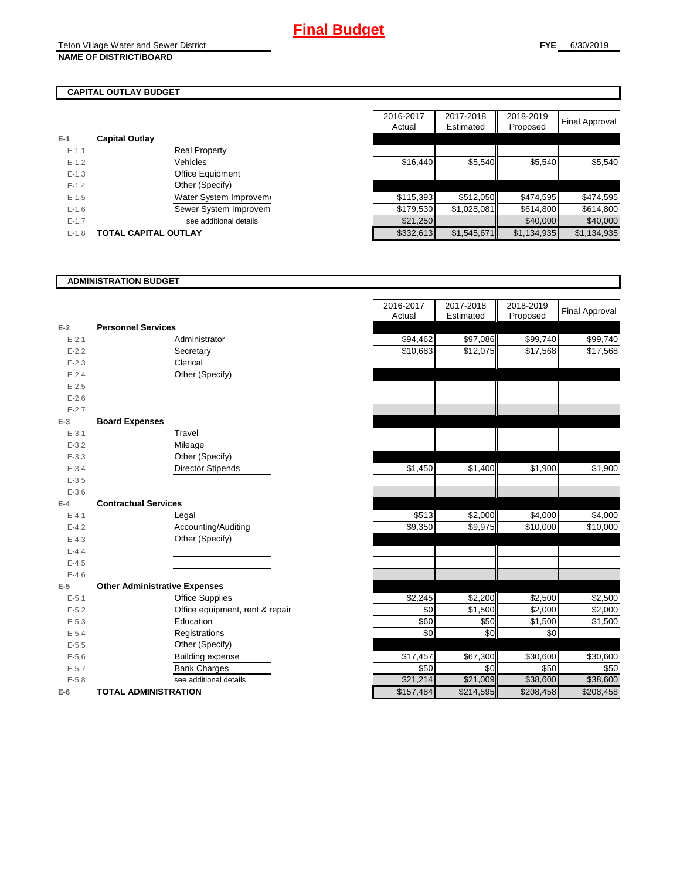# Final Budget

Teton Village Water and Sewer District
**NAME OF DISTRICT/BOARD**

**FYE** 6/30/2019

## CAPITAL OUTLAY BUDGET

| | | | 2016-2017 Actual | 2017-2018 Estimated | 2018-2019 Proposed | Final Approval |
|---|---|---|---|---|---|---|
| E-1 | **Capital Outlay** | | | | | |
| E-1.1 | | Real Property | | | | |
| E-1.2 | | Vehicles | $16,440 | $5,540 | $5,540 | $5,540 |
| E-1.3 | | Office Equipment | | | | |
| E-1.4 | | Other (Specify) | | | | |
| E-1.5 | | Water System Improveme | $115,393 | $512,050 | $474,595 | $474,595 |
| E-1.6 | | Sewer System Improvem | $179,530 | $1,028,081 | $614,800 | $614,800 |
| E-1.7 | | see additional details | $21,250 | | $40,000 | $40,000 |
| E-1.8 | **TOTAL CAPITAL OUTLAY** | | $332,613 | $1,545,671 | $1,134,935 | $1,134,935 |

## ADMINISTRATION BUDGET

| | | | 2016-2017 Actual | 2017-2018 Estimated | 2018-2019 Proposed | Final Approval |
|---|---|---|---|---|---|---|
| E-2 | **Personnel Services** | | | | | |
| E-2.1 | | Administrator | $94,462 | $97,086 | $99,740 | $99,740 |
| E-2.2 | | Secretary | $10,683 | $12,075 | $17,568 | $17,568 |
| E-2.3 | | Clerical | | | | |
| E-2.4 | | Other (Specify) | | | | |
| E-2.5 | | | | | | |
| E-2.6 | | | | | | |
| E-2.7 | | | | | | |
| E-3 | **Board Expenses** | | | | | |
| E-3.1 | | Travel | | | | |
| E-3.2 | | Mileage | | | | |
| E-3.3 | | Other (Specify) | | | | |
| E-3.4 | | Director Stipends | $1,450 | $1,400 | $1,900 | $1,900 |
| E-3.5 | | | | | | |
| E-3.6 | | | | | | |
| E-4 | **Contractual Services** | | | | | |
| E-4.1 | | Legal | $513 | $2,000 | $4,000 | $4,000 |
| E-4.2 | | Accounting/Auditing | $9,350 | $9,975 | $10,000 | $10,000 |
| E-4.3 | | Other (Specify) | | | | |
| E-4.4 | | | | | | |
| E-4.5 | | | | | | |
| E-4.6 | | | | | | |
| E-5 | **Other Administrative Expenses** | | | | | |
| E-5.1 | | Office Supplies | $2,245 | $2,200 | $2,500 | $2,500 |
| E-5.2 | | Office equipment, rent & repair | $0 | $1,500 | $2,000 | $2,000 |
| E-5.3 | | Education | $60 | $50 | $1,500 | $1,500 |
| E-5.4 | | Registrations | $0 | $0 | $0 | |
| E-5.5 | | Other (Specify) | | | | |
| E-5.6 | | Building expense | $17,457 | $67,300 | $30,600 | $30,600 |
| E-5.7 | | Bank Charges | $50 | $0 | $50 | $50 |
| E-5.8 | | see additional details | $21,214 | $21,009 | $38,600 | $38,600 |
| E-6 | **TOTAL ADMINISTRATION** | | $157,484 | $214,595 | $208,458 | $208,458 |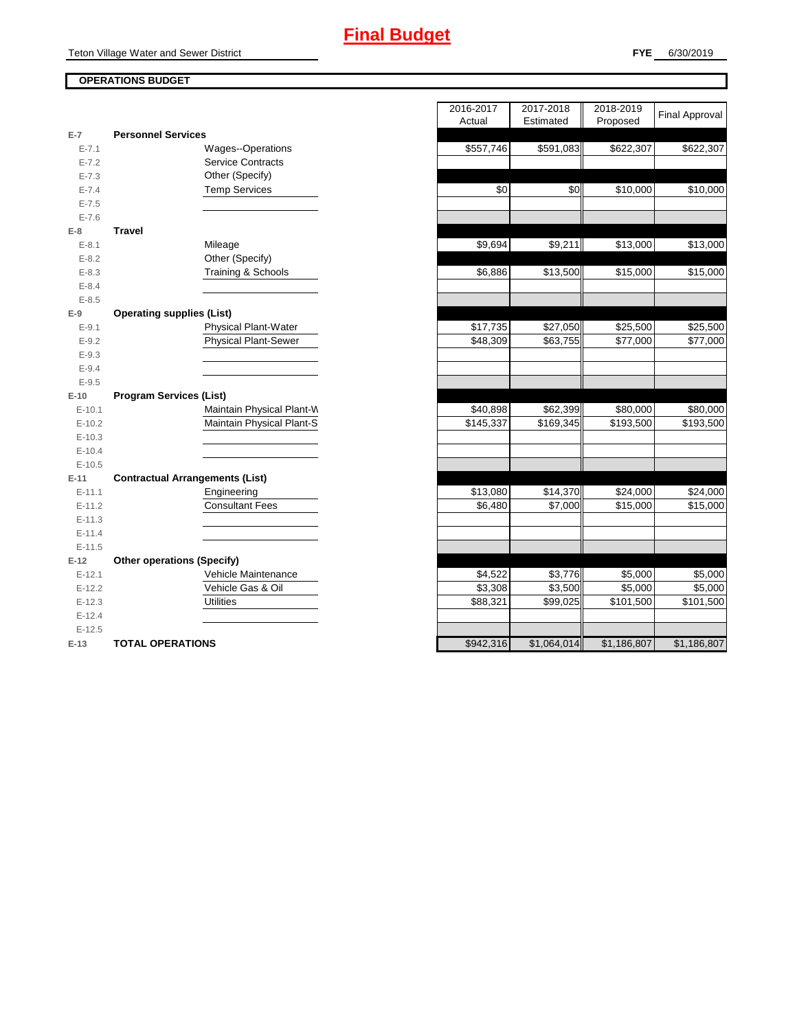# Final Budget

Teton Village Water and Sewer District

**FYE** 6/30/2019

**OPERATIONS BUDGET**

| | | | 2016-2017 Actual | 2017-2018 Estimated | 2018-2019 Proposed | Final Approval |
|---|---|---|---|---|---|---|
| E-7 | **Personnel Services** | | | | | |
| E-7.1 | | Wages--Operations | $557,746 | $591,083 | $622,307 | $622,307 |
| E-7.2 | | Service Contracts | | | | |
| E-7.3 | | Other (Specify) | | | | |
| E-7.4 | | Temp Services | $0 | $0 | $10,000 | $10,000 |
| E-7.5 | | | | | | |
| E-7.6 | | | | | | |
| E-8 | **Travel** | | | | | |
| E-8.1 | | Mileage | $9,694 | $9,211 | $13,000 | $13,000 |
| E-8.2 | | Other (Specify) | | | | |
| E-8.3 | | Training & Schools | $6,886 | $13,500 | $15,000 | $15,000 |
| E-8.4 | | | | | | |
| E-8.5 | | | | | | |
| E-9 | **Operating supplies (List)** | | | | | |
| E-9.1 | | Physical Plant-Water | $17,735 | $27,050 | $25,500 | $25,500 |
| E-9.2 | | Physical Plant-Sewer | $48,309 | $63,755 | $77,000 | $77,000 |
| E-9.3 | | | | | | |
| E-9.4 | | | | | | |
| E-9.5 | | | | | | |
| E-10 | **Program Services (List)** | | | | | |
| E-10.1 | | Maintain Physical Plant-W | $40,898 | $62,399 | $80,000 | $80,000 |
| E-10.2 | | Maintain Physical Plant-S | $145,337 | $169,345 | $193,500 | $193,500 |
| E-10.3 | | | | | | |
| E-10.4 | | | | | | |
| E-10.5 | | | | | | |
| E-11 | **Contractual Arrangements (List)** | | | | | |
| E-11.1 | | Engineering | $13,080 | $14,370 | $24,000 | $24,000 |
| E-11.2 | | Consultant Fees | $6,480 | $7,000 | $15,000 | $15,000 |
| E-11.3 | | | | | | |
| E-11.4 | | | | | | |
| E-11.5 | | | | | | |
| E-12 | **Other operations (Specify)** | | | | | |
| E-12.1 | | Vehicle Maintenance | $4,522 | $3,776 | $5,000 | $5,000 |
| E-12.2 | | Vehicle Gas & Oil | $3,308 | $3,500 | $5,000 | $5,000 |
| E-12.3 | | Utilities | $88,321 | $99,025 | $101,500 | $101,500 |
| E-12.4 | | | | | | |
| E-12.5 | | | | | | |
| E-13 | **TOTAL OPERATIONS** | | $942,316 | $1,064,014 | $1,186,807 | $1,186,807 |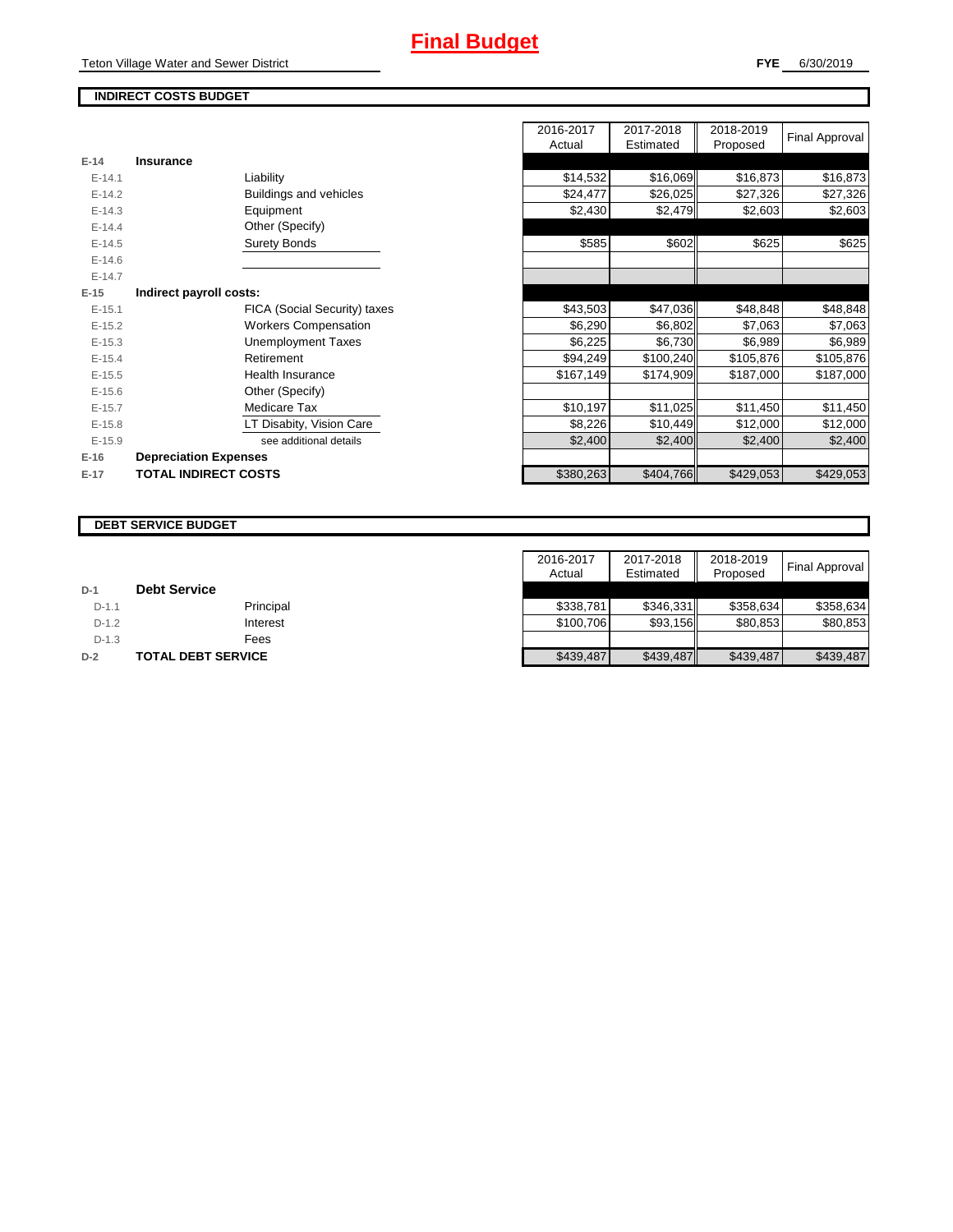# Final Budget

Teton Village Water and Sewer District

**FYE** 6/30/2019

## INDIRECT COSTS BUDGET

| | | | 2016-2017 Actual | 2017-2018 Estimated | 2018-2019 Proposed | Final Approval |
|---|---|---|---|---|---|---|
| E-14 | **Insurance** | | | | | |
| E-14.1 | | Liability | $14,532 | $16,069 | $16,873 | $16,873 |
| E-14.2 | | Buildings and vehicles | $24,477 | $26,025 | $27,326 | $27,326 |
| E-14.3 | | Equipment | $2,430 | $2,479 | $2,603 | $2,603 |
| E-14.4 | | Other (Specify) | | | | |
| E-14.5 | | Surety Bonds | $585 | $602 | $625 | $625 |
| E-14.6 | | | | | | |
| E-14.7 | | | | | | |
| E-15 | **Indirect payroll costs:** | | | | | |
| E-15.1 | | FICA (Social Security) taxes | $43,503 | $47,036 | $48,848 | $48,848 |
| E-15.2 | | Workers Compensation | $6,290 | $6,802 | $7,063 | $7,063 |
| E-15.3 | | Unemployment Taxes | $6,225 | $6,730 | $6,989 | $6,989 |
| E-15.4 | | Retirement | $94,249 | $100,240 | $105,876 | $105,876 |
| E-15.5 | | Health Insurance | $167,149 | $174,909 | $187,000 | $187,000 |
| E-15.6 | | Other (Specify) | | | | |
| E-15.7 | | Medicare Tax | $10,197 | $11,025 | $11,450 | $11,450 |
| E-15.8 | | LT Disabity, Vision Care | $8,226 | $10,449 | $12,000 | $12,000 |
| E-15.9 | | see additional details | $2,400 | $2,400 | $2,400 | $2,400 |
| E-16 | **Depreciation Expenses** | | | | | |
| E-17 | **TOTAL INDIRECT COSTS** | | $380,263 | $404,766 | $429,053 | $429,053 |

## DEBT SERVICE BUDGET

| | | | 2016-2017 Actual | 2017-2018 Estimated | 2018-2019 Proposed | Final Approval |
|---|---|---|---|---|---|---|
| D-1 | **Debt Service** | | | | | |
| D-1.1 | | Principal | $338,781 | $346,331 | $358,634 | $358,634 |
| D-1.2 | | Interest | $100,706 | $93,156 | $80,853 | $80,853 |
| D-1.3 | | Fees | | | | |
| D-2 | **TOTAL DEBT SERVICE** | | $439,487 | $439,487 | $439,487 | $439,487 |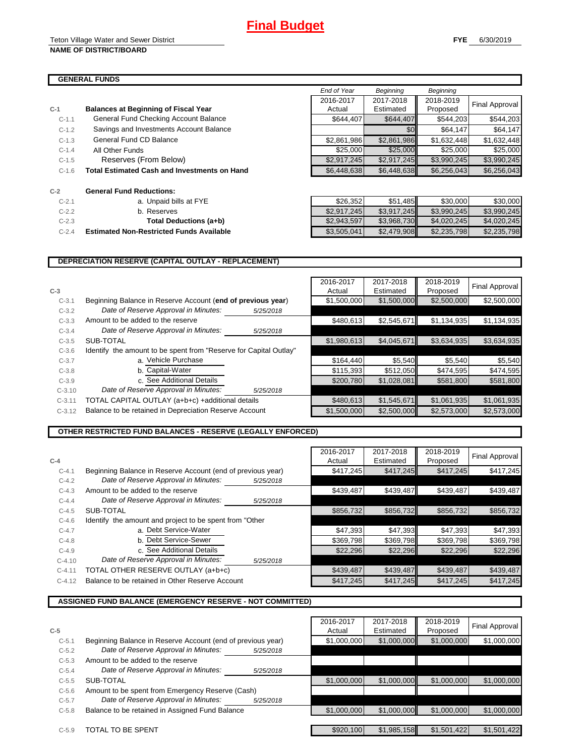# Final Budget

Teton Village Water and Sewer District
**NAME OF DISTRICT/BOARD**

**FYE** 6/30/2019

## GENERAL FUNDS

| | | *End of Year* 2016-2017 Actual | *Beginning* 2017-2018 Estimated | *Beginning* 2018-2019 Proposed | Final Approval |
|---|---|---|---|---|---|
| **C-1** | **Balances at Beginning of Fiscal Year** | | | | |
| C-1.1 | General Fund Checking Account Balance | $644,407 | $644,407 | $544,203 | $544,203 |
| C-1.2 | Savings and Investments Account Balance | | $0 | $64,147 | $64,147 |
| C-1.3 | General Fund CD Balance | $2,861,986 | $2,861,986 | $1,632,448 | $1,632,448 |
| C-1.4 | All Other Funds | $25,000 | $25,000 | $25,000 | $25,000 |
| C-1.5 | Reserves (From Below) | $2,917,245 | $2,917,245 | $3,990,245 | $3,990,245 |
| C-1.6 | **Total Estimated Cash and Investments on Hand** | $6,448,638 | $6,448,638 | $6,256,043 | $6,256,043 |
| **C-2** | **General Fund Reductions:** | | | | |
| C-2.1 | a. Unpaid bills at FYE | $26,352 | $51,485 | $30,000 | $30,000 |
| C-2.2 | b. Reserves | $2,917,245 | $3,917,245 | $3,990,245 | $3,990,245 |
| C-2.3 | **Total Deductions (a+b)** | $2,943,597 | $3,968,730 | $4,020,245 | $4,020,245 |
| C-2.4 | **Estimated Non-Restricted Funds Available** | $3,505,041 | $2,479,908 | $2,235,798 | $2,235,798 |

## DEPRECIATION RESERVE (CAPITAL OUTLAY - REPLACEMENT)

| **C-3** | | | 2016-2017 Actual | 2017-2018 Estimated | 2018-2019 Proposed | Final Approval |
|---|---|---|---|---|---|---|
| C-3.1 | Beginning Balance in Reserve Account (**end of previous year**) | | $1,500,000 | $1,500,000 | $2,500,000 | $2,500,000 |
| C-3.2 | *Date of Reserve Approval in Minutes:* | *5/25/2018* | | | | |
| C-3.3 | Amount to be added to the reserve | | $480,613 | $2,545,671 | $1,134,935 | $1,134,935 |
| C-3.4 | *Date of Reserve Approval in Minutes:* | *5/25/2018* | | | | |
| C-3.5 | SUB-TOTAL | | $1,980,613 | $4,045,671 | $3,634,935 | $3,634,935 |
| C-3.6 | Identify the amount to be spent from "Reserve for Capital Outlay" | | | | | |
| C-3.7 | a. Vehicle Purchase | | $164,440 | $5,540 | $5,540 | $5,540 |
| C-3.8 | b. Capital-Water | | $115,393 | $512,050 | $474,595 | $474,595 |
| C-3.9 | c. See Additional Details | | $200,780 | $1,028,081 | $581,800 | $581,800 |
| C-3.10 | *Date of Reserve Approval in Minutes:* | *5/25/2018* | | | | |
| C-3.11 | TOTAL CAPITAL OUTLAY (a+b+c) +additional details | | $480,613 | $1,545,671 | $1,061,935 | $1,061,935 |
| C-3.12 | Balance to be retained in Depreciation Reserve Account | | $1,500,000 | $2,500,000 | $2,573,000 | $2,573,000 |

## OTHER RESTRICTED FUND BALANCES - RESERVE (LEGALLY ENFORCED)

| **C-4** | | | 2016-2017 Actual | 2017-2018 Estimated | 2018-2019 Proposed | Final Approval |
|---|---|---|---|---|---|---|
| C-4.1 | Beginning Balance in Reserve Account (end of previous year) | | $417,245 | $417,245 | $417,245 | $417,245 |
| C-4.2 | *Date of Reserve Approval in Minutes:* | *5/25/2018* | | | | |
| C-4.3 | Amount to be added to the reserve | | $439,487 | $439,487 | $439,487 | $439,487 |
| C-4.4 | *Date of Reserve Approval in Minutes:* | *5/25/2018* | | | | |
| C-4.5 | SUB-TOTAL | | $856,732 | $856,732 | $856,732 | $856,732 |
| C-4.6 | Identify the amount and project to be spent from "Other | | | | | |
| C-4.7 | a. Debt Service-Water | | $47,393 | $47,393 | $47,393 | $47,393 |
| C-4.8 | b. Debt Service-Sewer | | $369,798 | $369,798 | $369,798 | $369,798 |
| C-4.9 | c. See Additional Details | | $22,296 | $22,296 | $22,296 | $22,296 |
| C-4.10 | *Date of Reserve Approval in Minutes:* | *5/25/2018* | | | | |
| C-4.11 | TOTAL OTHER RESERVE OUTLAY (a+b+c) | | $439,487 | $439,487 | $439,487 | $439,487 |
| C-4.12 | Balance to be retained in Other Reserve Account | | $417,245 | $417,245 | $417,245 | $417,245 |

## ASSIGNED FUND BALANCE (EMERGENCY RESERVE - NOT COMMITTED)

| **C-5** | | | 2016-2017 Actual | 2017-2018 Estimated | 2018-2019 Proposed | Final Approval |
|---|---|---|---|---|---|---|
| C-5.1 | Beginning Balance in Reserve Account (end of previous year) | | $1,000,000 | $1,000,000 | $1,000,000 | $1,000,000 |
| C-5.2 | *Date of Reserve Approval in Minutes:* | *5/25/2018* | | | | |
| C-5.3 | Amount to be added to the reserve | | | | | |
| C-5.4 | *Date of Reserve Approval in Minutes:* | *5/25/2018* | | | | |
| C-5.5 | SUB-TOTAL | | $1,000,000 | $1,000,000 | $1,000,000 | $1,000,000 |
| C-5.6 | Amount to be spent from Emergency Reserve (Cash) | | | | | |
| C-5.7 | *Date of Reserve Approval in Minutes:* | *5/25/2018* | | | | |
| C-5.8 | Balance to be retained in Assigned Fund Balance | | $1,000,000 | $1,000,000 | $1,000,000 | $1,000,000 |
| C-5.9 | TOTAL TO BE SPENT | | $920,100 | $1,985,158 | $1,501,422 | $1,501,422 |